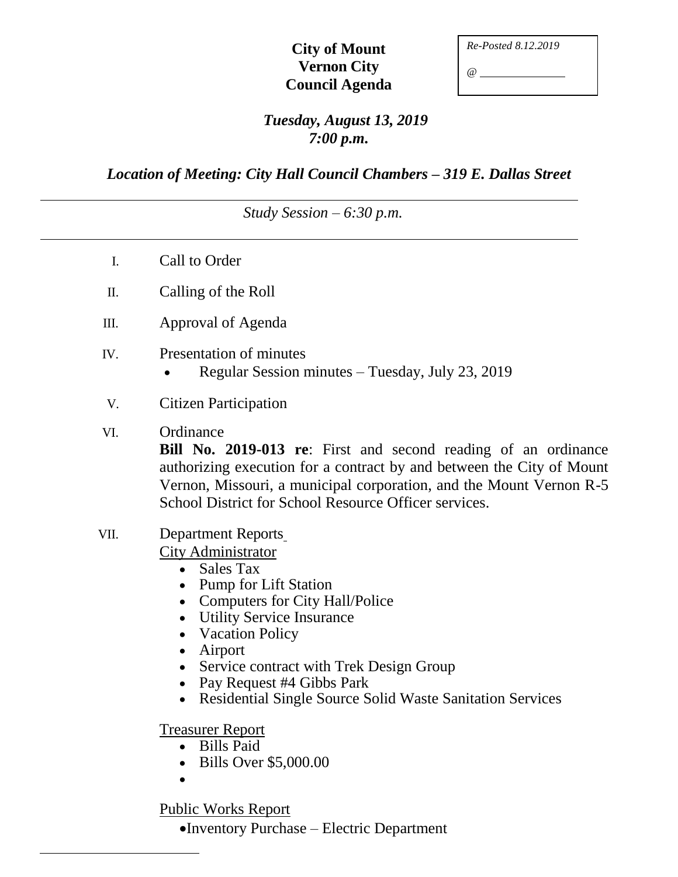# City of Mount Vernon City Council Agenda

*Re-Posted 8.12.2019*

*@ \_\_\_\_\_\_\_\_\_\_\_\_*

***Tuesday, August 13, 2019***
***7:00 p.m.***

***Location of Meeting: City Hall Council Chambers – 319 E. Dallas Street***

---

*Study Session – 6:30 p.m.*

---

I. Call to Order

II. Calling of the Roll

III. Approval of Agenda

IV. Presentation of minutes
- Regular Session minutes – Tuesday, July 23, 2019

V. Citizen Participation

VI. Ordinance
**Bill No. 2019-013 re**: First and second reading of an ordinance authorizing execution for a contract by and between the City of Mount Vernon, Missouri, a municipal corporation, and the Mount Vernon R-5 School District for School Resource Officer services.

VII. Department Reports

City Administrator
- Sales Tax
- Pump for Lift Station
- Computers for City Hall/Police
- Utility Service Insurance
- Vacation Policy
- Airport
- Service contract with Trek Design Group
- Pay Request #4 Gibbs Park
- Residential Single Source Solid Waste Sanitation Services

Treasurer Report
- Bills Paid
- Bills Over $5,000.00
-

Public Works Report
- Inventory Purchase – Electric Department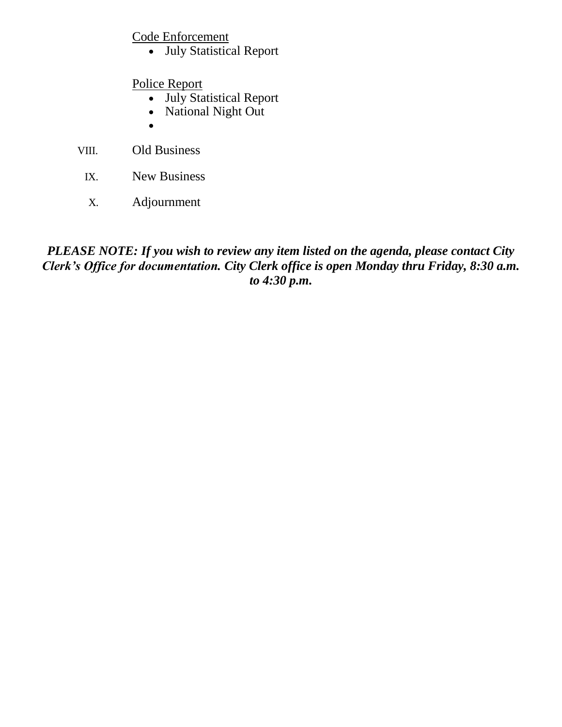Code Enforcement

- July Statistical Report

Police Report

- July Statistical Report
- National Night Out
- 

VIII. Old Business

IX. New Business

X. Adjournment

***PLEASE NOTE: If you wish to review any item listed on the agenda, please contact City Clerk's Office for documentation. City Clerk office is open Monday thru Friday, 8:30 a.m. to 4:30 p.m.***